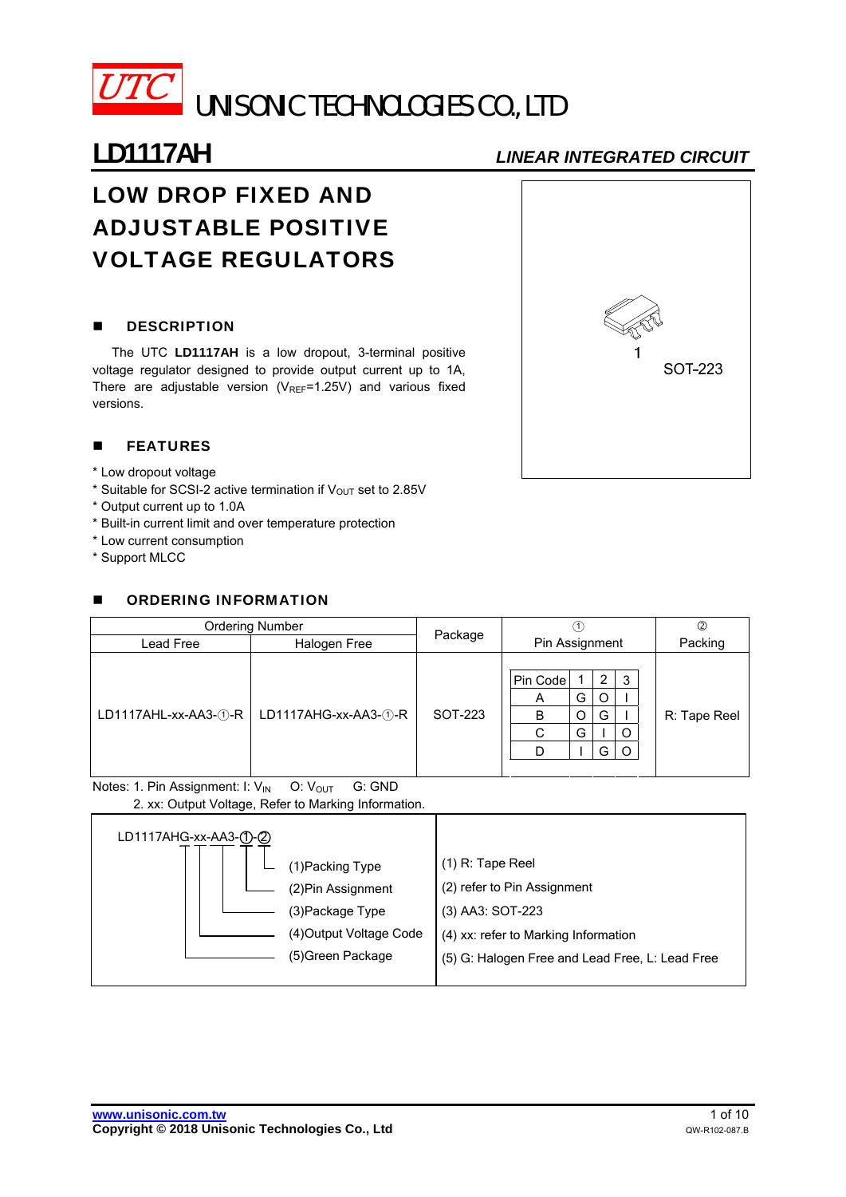# UTC UNISONIC TECHNOLOGIES CO., LTD

## LD1117AH — *LINEAR INTEGRATED CIRCUIT*

# LOW DROP FIXED AND ADJUSTABLE POSITIVE VOLTAGE REGULATORS

1

SOT-223

## ■ DESCRIPTION

The UTC **LD1117AH** is a low dropout, 3-terminal positive voltage regulator designed to provide output current up to 1A, There are adjustable version ($V_{REF}$=1.25V) and various fixed versions.

## ■ FEATURES

* Low dropout voltage
* Suitable for SCSI-2 active termination if $V_{OUT}$ set to 2.85V
* Output current up to 1.0A
* Built-in current limit and over temperature protection
* Low current consumption
* Support MLCC

## ■ ORDERING INFORMATION

| Ordering Number | | Package | ① Pin Assignment | | | | ② Packing |
|---|---|---|---|---|---|---|---|
| Lead Free | Halogen Free | | Pin Code | 1 | 2 | 3 | |
| LD1117AHL-xx-AA3-①-R | LD1117AHG-xx-AA3-①-R | SOT-223 | A | G | O | I | R: Tape Reel |
| | | | B | O | G | I | |
| | | | C | G | I | O | |
| | | | D | I | G | O | |

Notes: 1. Pin Assignment: I: $V_{IN}$   O: $V_{OUT}$   G: GND

2. xx: Output Voltage, Refer to Marking Information.

LD1117AHG-xx-AA3-①-②

| | |
|---|---|
| (1)Packing Type | (1) R: Tape Reel |
| (2)Pin Assignment | (2) refer to Pin Assignment |
| (3)Package Type | (3) AA3: SOT-223 |
| (4)Output Voltage Code | (4) xx: refer to Marking Information |
| (5)Green Package | (5) G: Halogen Free and Lead Free, L: Lead Free |

www.unisonic.com.tw
Copyright © 2018 Unisonic Technologies Co., Ltd
QW-R102-087.B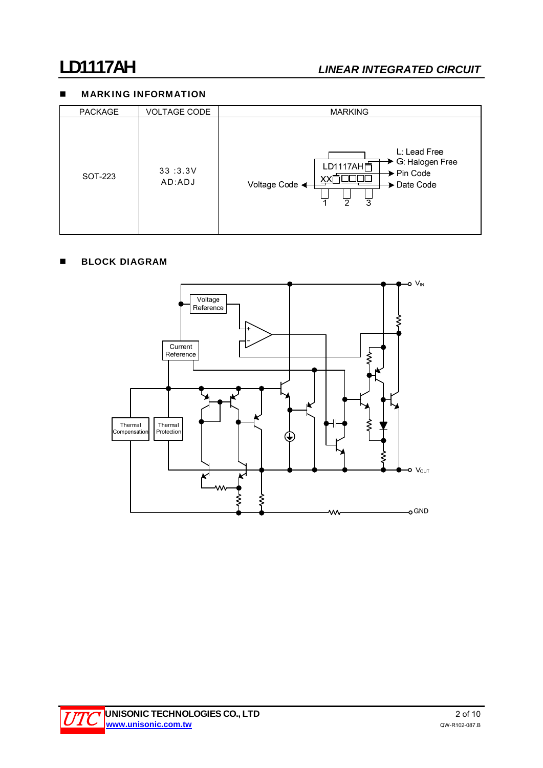## MARKING INFORMATION

| PACKAGE | VOLTAGE CODE | MARKING |
|---|---|---|
| SOT-223 | 33 :3.3V<br>AD:ADJ | LD1117AH□ / XX□□□□□ — Voltage Code; L: Lead Free, G: Halogen Free; Pin Code; Date Code; pins 1 2 3 |

## BLOCK DIAGRAM

Voltage Reference

Current Reference

Thermal Compensation

Thermal Protection

$V_{IN}$

$V_{OUT}$

GND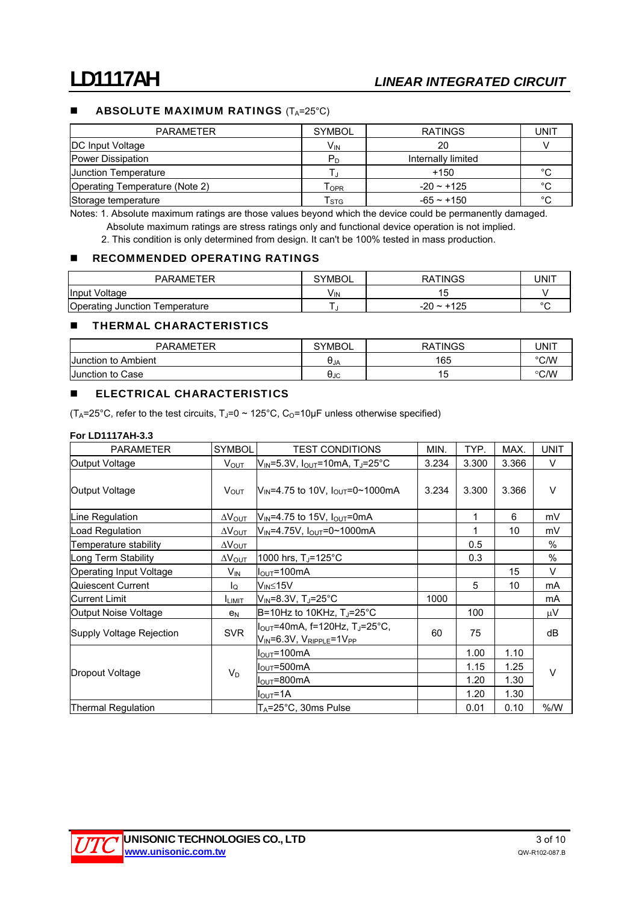## ABSOLUTE MAXIMUM RATINGS ($T_A$=25°C)

| PARAMETER | SYMBOL | RATINGS | UNIT |
|---|---|---|---|
| DC Input Voltage | $V_{IN}$ | 20 | V |
| Power Dissipation | $P_D$ | Internally limited | |
| Junction Temperature | $T_J$ | +150 | °C |
| Operating Temperature (Note 2) | $T_{OPR}$ | -20 ~ +125 | °C |
| Storage temperature | $T_{STG}$ | -65 ~ +150 | °C |

Notes: 1. Absolute maximum ratings are those values beyond which the device could be permanently damaged. Absolute maximum ratings are stress ratings only and functional device operation is not implied.
2. This condition is only determined from design. It can't be 100% tested in mass production.

## RECOMMENDED OPERATING RATINGS

| PARAMETER | SYMBOL | RATINGS | UNIT |
|---|---|---|---|
| Input Voltage | $V_{IN}$ | 15 | V |
| Operating Junction Temperature | $T_J$ | -20 ~ +125 | °C |

## THERMAL CHARACTERISTICS

| PARAMETER | SYMBOL | RATINGS | UNIT |
|---|---|---|---|
| Junction to Ambient | $\theta_{JA}$ | 165 | °C/W |
| Junction to Case | $\theta_{JC}$ | 15 | °C/W |

## ELECTRICAL CHARACTERISTICS

($T_A$=25°C, refer to the test circuits, $T_J$=0 ~ 125°C, $C_O$=10μF unless otherwise specified)

**For LD1117AH-3.3**

| PARAMETER | SYMBOL | TEST CONDITIONS | MIN. | TYP. | MAX. | UNIT |
|---|---|---|---|---|---|---|
| Output Voltage | $V_{OUT}$ | $V_{IN}$=5.3V, $I_{OUT}$=10mA, $T_J$=25°C | 3.234 | 3.300 | 3.366 | V |
| Output Voltage | $V_{OUT}$ | $V_{IN}$=4.75 to 10V, $I_{OUT}$=0~1000mA | 3.234 | 3.300 | 3.366 | V |
| Line Regulation | $\Delta V_{OUT}$ | $V_{IN}$=4.75 to 15V, $I_{OUT}$=0mA | | 1 | 6 | mV |
| Load Regulation | $\Delta V_{OUT}$ | $V_{IN}$=4.75V, $I_{OUT}$=0~1000mA | | 1 | 10 | mV |
| Temperature stability | $\Delta V_{OUT}$ | | | 0.5 | | % |
| Long Term Stability | $\Delta V_{OUT}$ | 1000 hrs, $T_J$=125°C | | 0.3 | | % |
| Operating Input Voltage | $V_{IN}$ | $I_{OUT}$=100mA | | | 15 | V |
| Quiescent Current | $I_Q$ | $V_{IN}$≤15V | | 5 | 10 | mA |
| Current Limit | $I_{LIMIT}$ | $V_{IN}$=8.3V, $T_J$=25°C | 1000 | | | mA |
| Output Noise Voltage | $e_N$ | B=10Hz to 10KHz, $T_J$=25°C | | 100 | | μV |
| Supply Voltage Rejection | SVR | $I_{OUT}$=40mA, f=120Hz, $T_J$=25°C, $V_{IN}$=6.3V, $V_{RIPPLE}$=1$V_{PP}$ | 60 | 75 | | dB |
| Dropout Voltage | $V_D$ | $I_{OUT}$=100mA | | 1.00 | 1.10 | V |
| | | $I_{OUT}$=500mA | | 1.15 | 1.25 | |
| | | $I_{OUT}$=800mA | | 1.20 | 1.30 | |
| | | $I_{OUT}$=1A | | 1.20 | 1.30 | |
| Thermal Regulation | | $T_A$=25°C, 30ms Pulse | | 0.01 | 0.10 | %/W |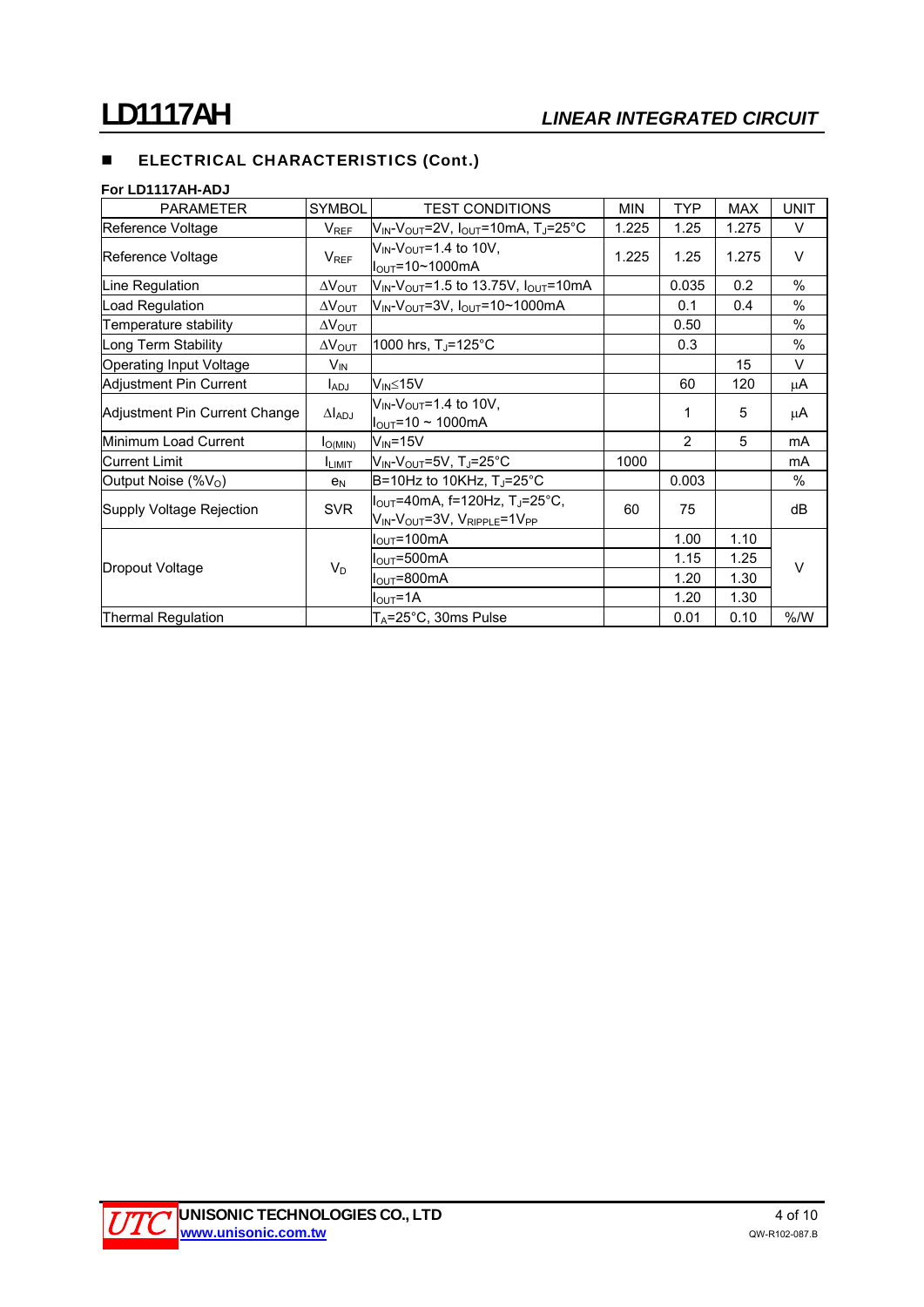## ELECTRICAL CHARACTERISTICS (Cont.)

**For LD1117AH-ADJ**

| PARAMETER | SYMBOL | TEST CONDITIONS | MIN | TYP | MAX | UNIT |
|---|---|---|---|---|---|---|
| Reference Voltage | $V_{REF}$ | $V_{IN}$-$V_{OUT}$=2V, $I_{OUT}$=10mA, $T_J$=25°C | 1.225 | 1.25 | 1.275 | V |
| Reference Voltage | $V_{REF}$ | $V_{IN}$-$V_{OUT}$=1.4 to 10V, $I_{OUT}$=10~1000mA | 1.225 | 1.25 | 1.275 | V |
| Line Regulation | $\Delta V_{OUT}$ | $V_{IN}$-$V_{OUT}$=1.5 to 13.75V, $I_{OUT}$=10mA | | 0.035 | 0.2 | % |
| Load Regulation | $\Delta V_{OUT}$ | $V_{IN}$-$V_{OUT}$=3V, $I_{OUT}$=10~1000mA | | 0.1 | 0.4 | % |
| Temperature stability | $\Delta V_{OUT}$ | | | 0.50 | | % |
| Long Term Stability | $\Delta V_{OUT}$ | 1000 hrs, $T_J$=125°C | | 0.3 | | % |
| Operating Input Voltage | $V_{IN}$ | | | | 15 | V |
| Adjustment Pin Current | $I_{ADJ}$ | $V_{IN}$≤15V | | 60 | 120 | μA |
| Adjustment Pin Current Change | $\Delta I_{ADJ}$ | $V_{IN}$-$V_{OUT}$=1.4 to 10V, $I_{OUT}$=10 ~ 1000mA | | 1 | 5 | μA |
| Minimum Load Current | $I_{O(MIN)}$ | $V_{IN}$=15V | | 2 | 5 | mA |
| Current Limit | $I_{LIMIT}$ | $V_{IN}$-$V_{OUT}$=5V, $T_J$=25°C | 1000 | | | mA |
| Output Noise (%$V_O$) | $e_N$ | B=10Hz to 10KHz, $T_J$=25°C | | 0.003 | | % |
| Supply Voltage Rejection | SVR | $I_{OUT}$=40mA, f=120Hz, $T_J$=25°C, $V_{IN}$-$V_{OUT}$=3V, $V_{RIPPLE}$=1$V_{PP}$ | 60 | 75 | | dB |
| Dropout Voltage | $V_D$ | $I_{OUT}$=100mA | | 1.00 | 1.10 | V |
| | | $I_{OUT}$=500mA | | 1.15 | 1.25 | |
| | | $I_{OUT}$=800mA | | 1.20 | 1.30 | |
| | | $I_{OUT}$=1A | | 1.20 | 1.30 | |
| Thermal Regulation | | $T_A$=25°C, 30ms Pulse | | 0.01 | 0.10 | %/W |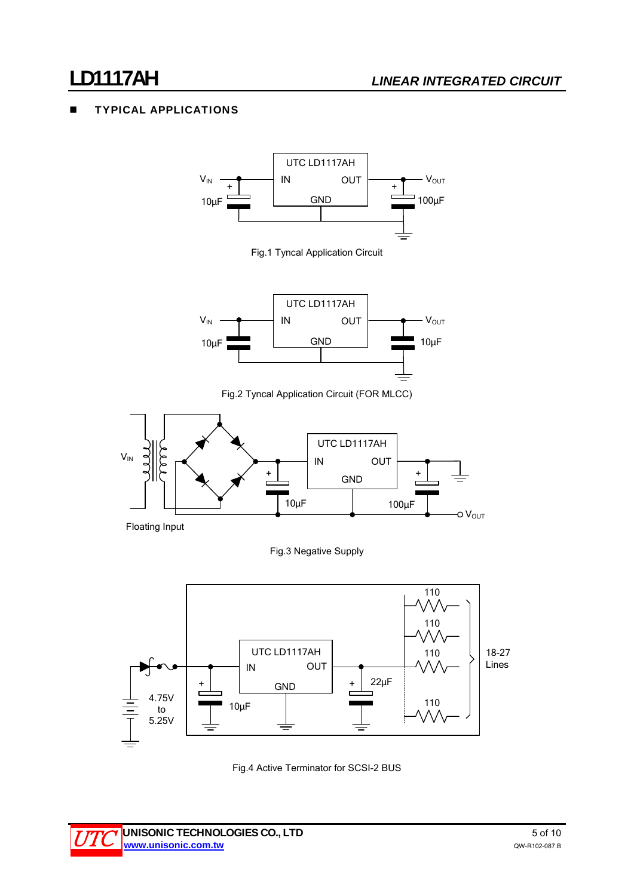## ■ TYPICAL APPLICATIONS

Fig.1 Tyncal Application Circuit

Fig.2 Tyncal Application Circuit (FOR MLCC)

Fig.3 Negative Supply

Fig.4 Active Terminator for SCSI-2 BUS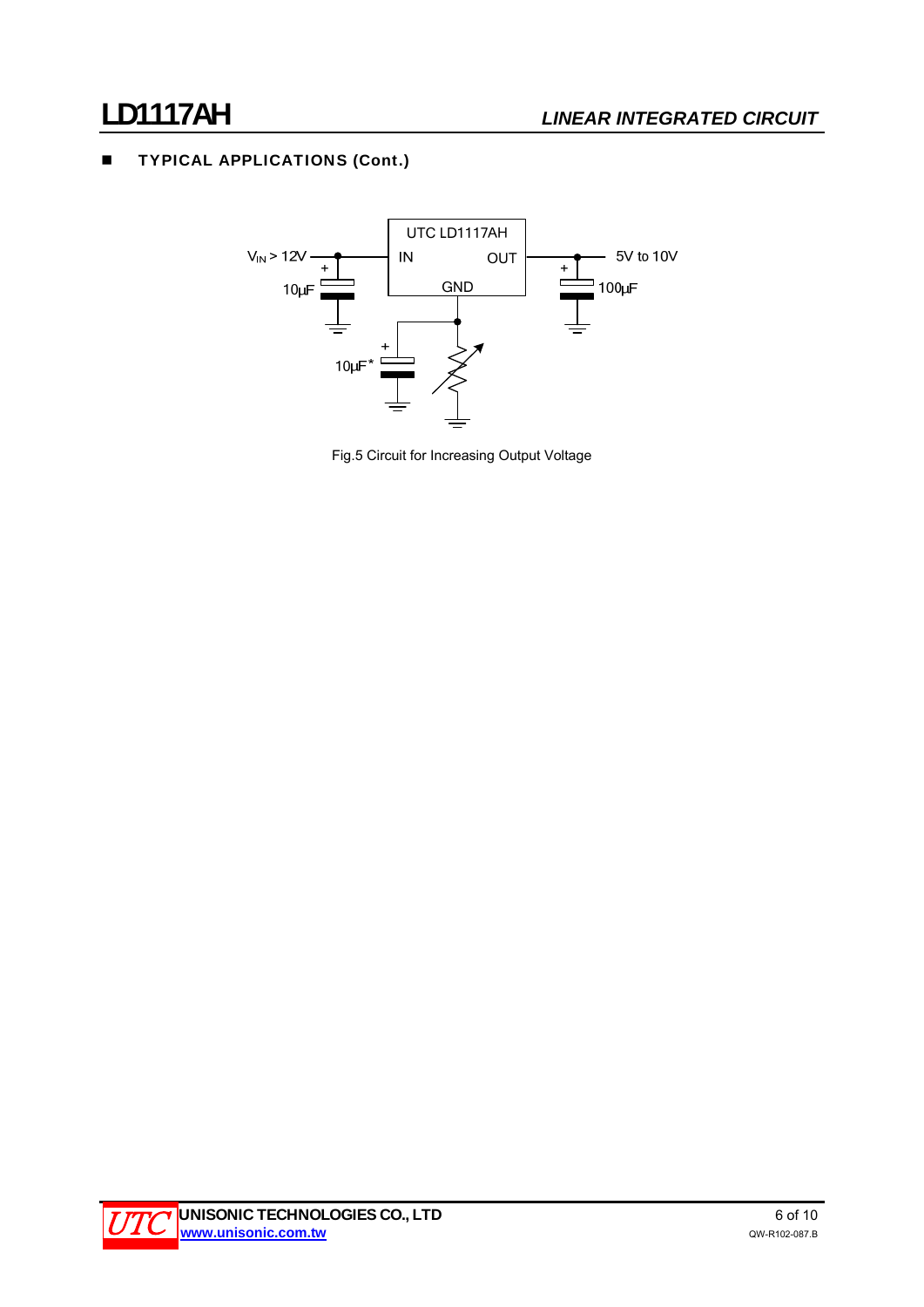## TYPICAL APPLICATIONS (Cont.)

UTC LD1117AH

$V_{IN}$ > 12V

IN

OUT

5V to 10V

GND

10μF

100μF

10μF*

Fig.5 Circuit for Increasing Output Voltage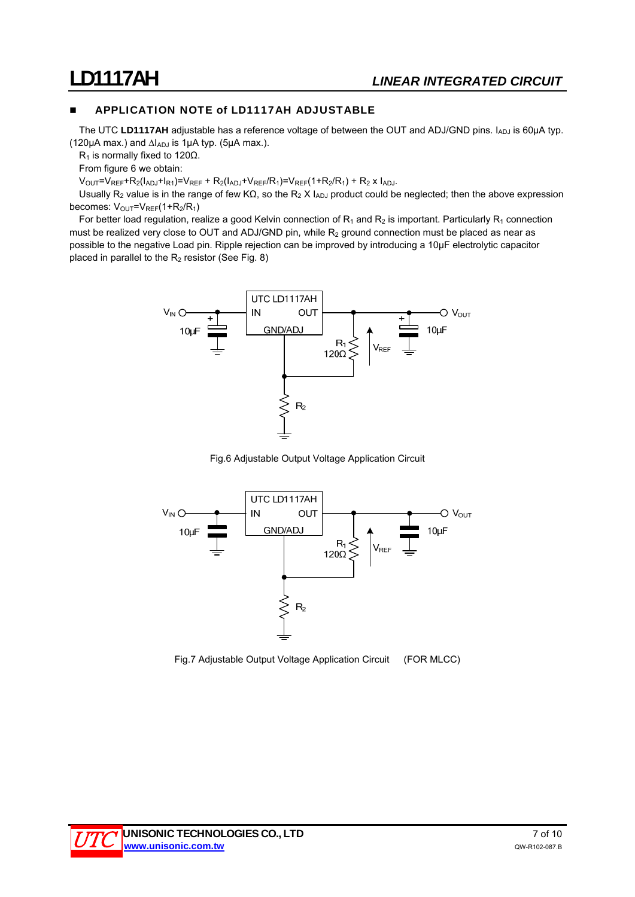## APPLICATION NOTE of LD1117AH ADJUSTABLE

The UTC **LD1117AH** adjustable has a reference voltage of between the OUT and ADJ/GND pins. $I_{ADJ}$ is 60μA typ. (120μA max.) and $\Delta I_{ADJ}$ is 1μA typ. (5μA max.).

$R_1$ is normally fixed to 120Ω.

From figure 6 we obtain:

$V_{OUT}=V_{REF}+R_2(I_{ADJ}+I_{R1})=V_{REF} + R_2(I_{ADJ}+V_{REF}/R_1)=V_{REF}(1+R_2/R_1) + R_2 \times I_{ADJ}$.

Usually $R_2$ value is in the range of few KΩ, so the $R_2$ X $I_{ADJ}$ product could be neglected; then the above expression becomes: $V_{OUT}=V_{REF}(1+R_2/R_1)$

For better load regulation, realize a good Kelvin connection of $R_1$ and $R_2$ is important. Particularly $R_1$ connection must be realized very close to OUT and ADJ/GND pin, while $R_2$ ground connection must be placed as near as possible to the negative Load pin. Ripple rejection can be improved by introducing a 10μF electrolytic capacitor placed in parallel to the $R_2$ resistor (See Fig. 8)

Fig.6 Adjustable Output Voltage Application Circuit

Fig.7 Adjustable Output Voltage Application Circuit (FOR MLCC)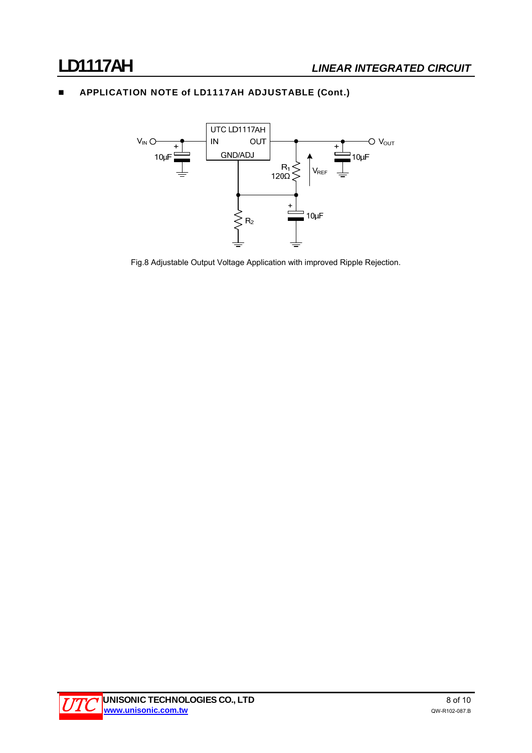## APPLICATION NOTE of LD1117AH ADJUSTABLE (Cont.)

Fig.8 Adjustable Output Voltage Application with improved Ripple Rejection.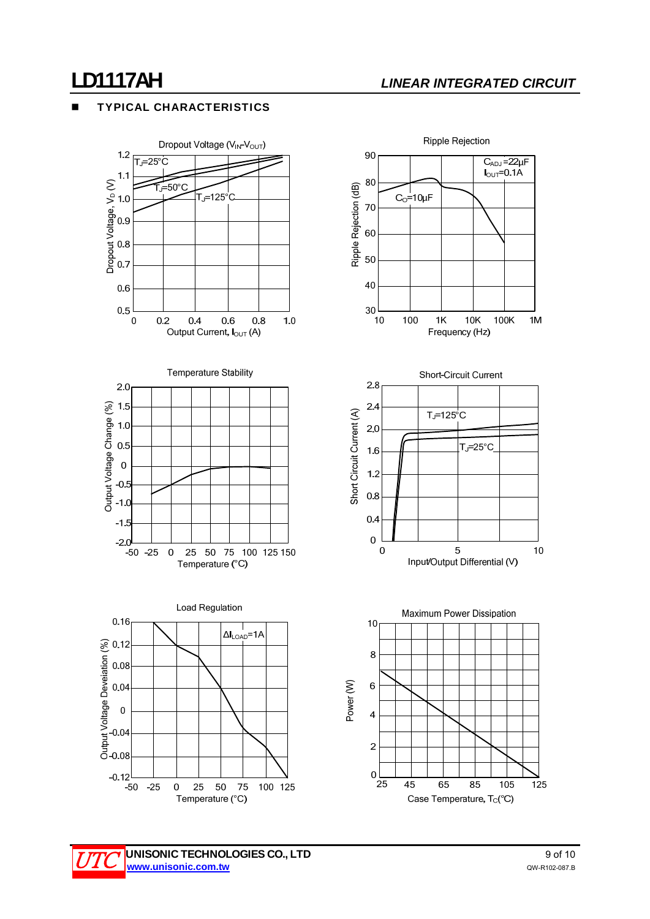## TYPICAL CHARACTERISTICS

**Dropout Voltage ($V_{IN}$-$V_{OUT}$)**

Dropout Voltage, $V_D$ (V) vs. Output Current, $I_{OUT}$ (A)

$T_J$=25°C, $T_J$=50°C, $T_J$=125°C

**Ripple Rejection**

Ripple Rejection (dB) vs. Frequency (Hz)

$C_{ADJ}$ =22µF, $I_{OUT}$=0.1A, $C_O$=10µF

**Temperature Stability**

Output Voltage Change (%) vs. Temperature (°C)

**Short-Circuit Current**

Short Circuit Current (A) vs. Input/Output Differential (V)

$T_J$=125°C, $T_J$=25°C

**Load Regulation**

Output Voltage Deveiation (%) vs. Temperature (°C)

$\Delta I_{LOAD}$=1A

**Maximum Power Dissipation**

Power (W) vs. Case Temperature, $T_C$(°C)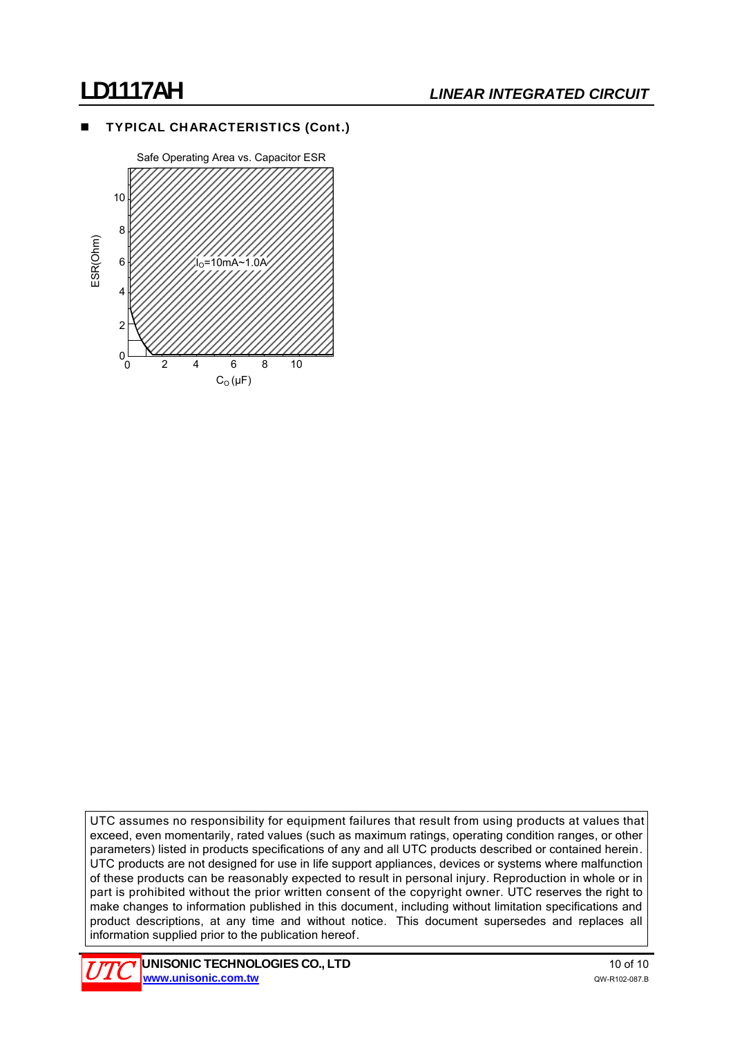## TYPICAL CHARACTERISTICS (Cont.)

Safe Operating Area vs. Capacitor ESR

ESR(Ohm)

10
8
6
4
2
0

$I_O$=10mA~1.0A

0
2
4
6
8
10

$C_O$ (μF)

UTC assumes no responsibility for equipment failures that result from using products at values that exceed, even momentarily, rated values (such as maximum ratings, operating condition ranges, or other parameters) listed in products specifications of any and all UTC products described or contained herein. UTC products are not designed for use in life support appliances, devices or systems where malfunction of these products can be reasonably expected to result in personal injury. Reproduction in whole or in part is prohibited without the prior written consent of the copyright owner. UTC reserves the right to make changes to information published in this document, including without limitation specifications and product descriptions, at any time and without notice. This document supersedes and replaces all information supplied prior to the publication hereof.